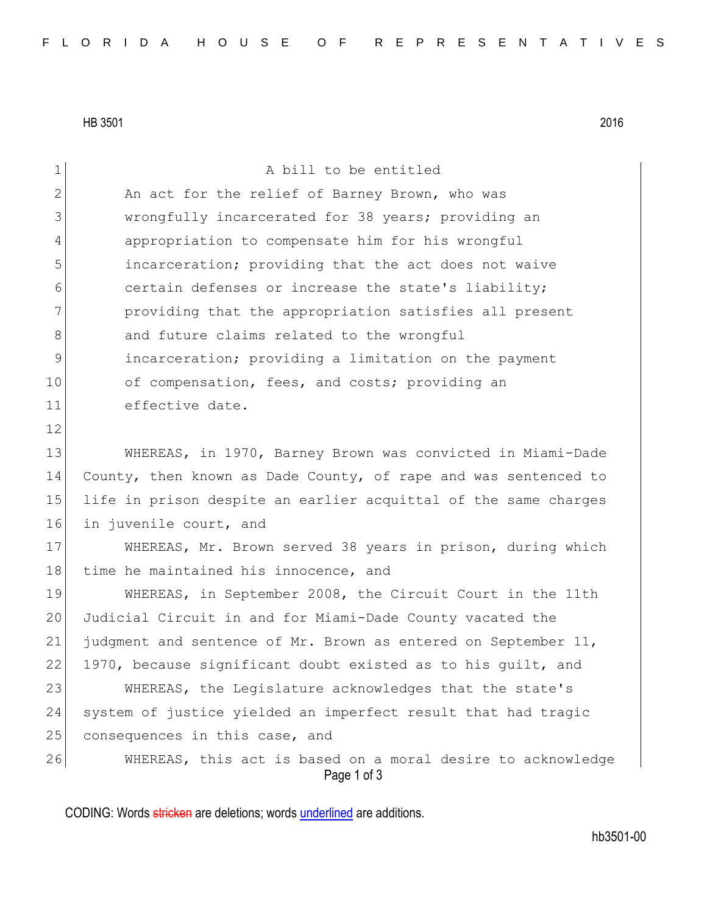HB 3501 2016

A bill to be entitled

An act for the relief of Barney Brown, who was wrongfully incarcerated for 38 years; providing an appropriation to compensate him for his wrongful incarceration; providing that the act does not waive certain defenses or increase the state's liability; providing that the appropriation satisfies all present and future claims related to the wrongful incarceration; providing a limitation on the payment of compensation, fees, and costs; providing an effective date.

WHEREAS, in 1970, Barney Brown was convicted in Miami-Dade County, then known as Dade County, of rape and was sentenced to life in prison despite an earlier acquittal of the same charges in juvenile court, and

WHEREAS, Mr. Brown served 38 years in prison, during which time he maintained his innocence, and

WHEREAS, in September 2008, the Circuit Court in the 11th Judicial Circuit in and for Miami-Dade County vacated the judgment and sentence of Mr. Brown as entered on September 11, 1970, because significant doubt existed as to his guilt, and

WHEREAS, the Legislature acknowledges that the state's system of justice yielded an imperfect result that had tragic consequences in this case, and

WHEREAS, this act is based on a moral desire to acknowledge

CODING: Words stricken are deletions; words underlined are additions.

hb3501-00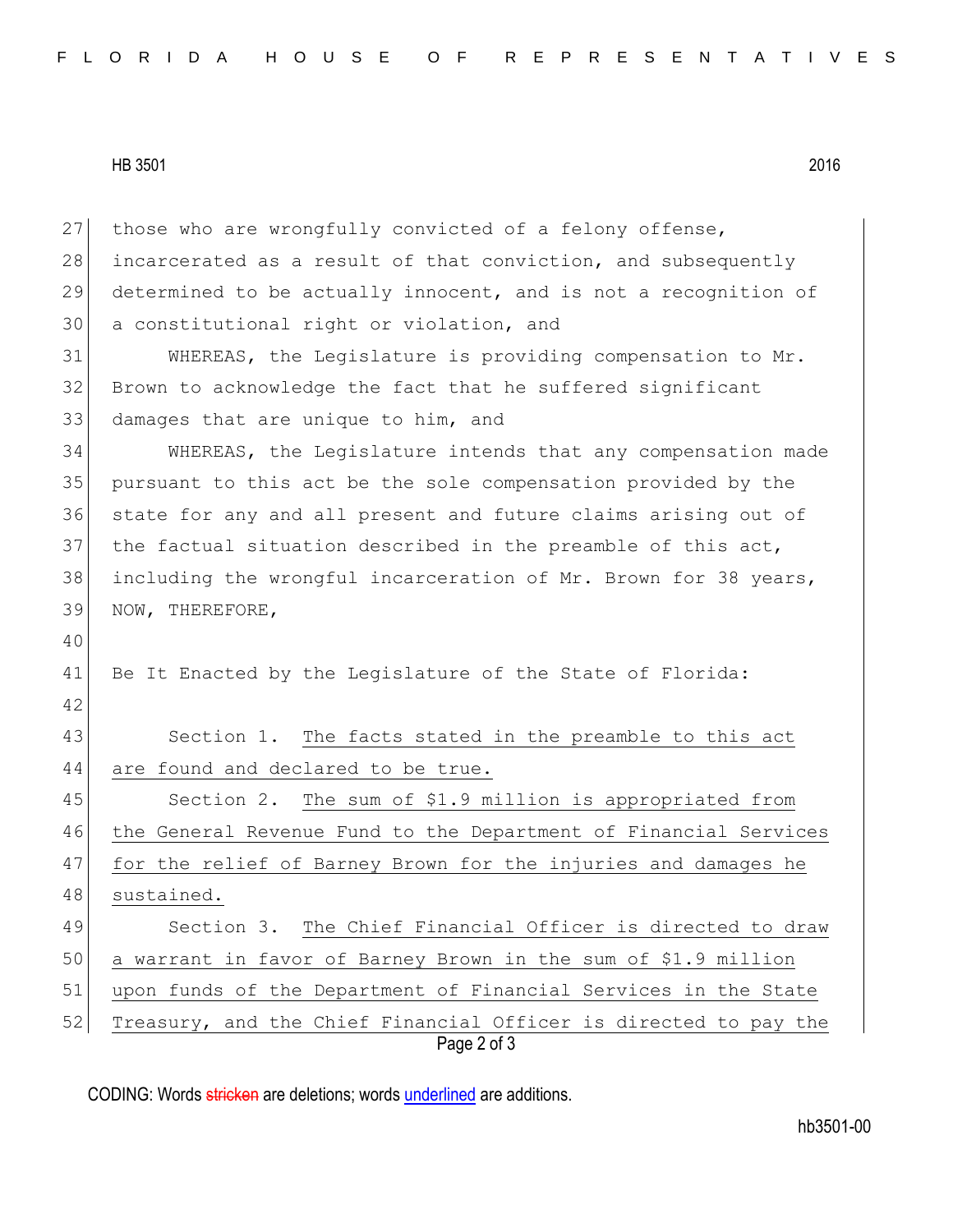those who are wrongfully convicted of a felony offense, incarcerated as a result of that conviction, and subsequently determined to be actually innocent, and is not a recognition of a constitutional right or violation, and

WHEREAS, the Legislature is providing compensation to Mr. Brown to acknowledge the fact that he suffered significant damages that are unique to him, and

WHEREAS, the Legislature intends that any compensation made pursuant to this act be the sole compensation provided by the state for any and all present and future claims arising out of the factual situation described in the preamble of this act, including the wrongful incarceration of Mr. Brown for 38 years, NOW, THEREFORE,

Be It Enacted by the Legislature of the State of Florida:

Section 1. The facts stated in the preamble to this act are found and declared to be true.

Section 2. The sum of $1.9 million is appropriated from the General Revenue Fund to the Department of Financial Services for the relief of Barney Brown for the injuries and damages he sustained.

Section 3. The Chief Financial Officer is directed to draw a warrant in favor of Barney Brown in the sum of $1.9 million upon funds of the Department of Financial Services in the State Treasury, and the Chief Financial Officer is directed to pay the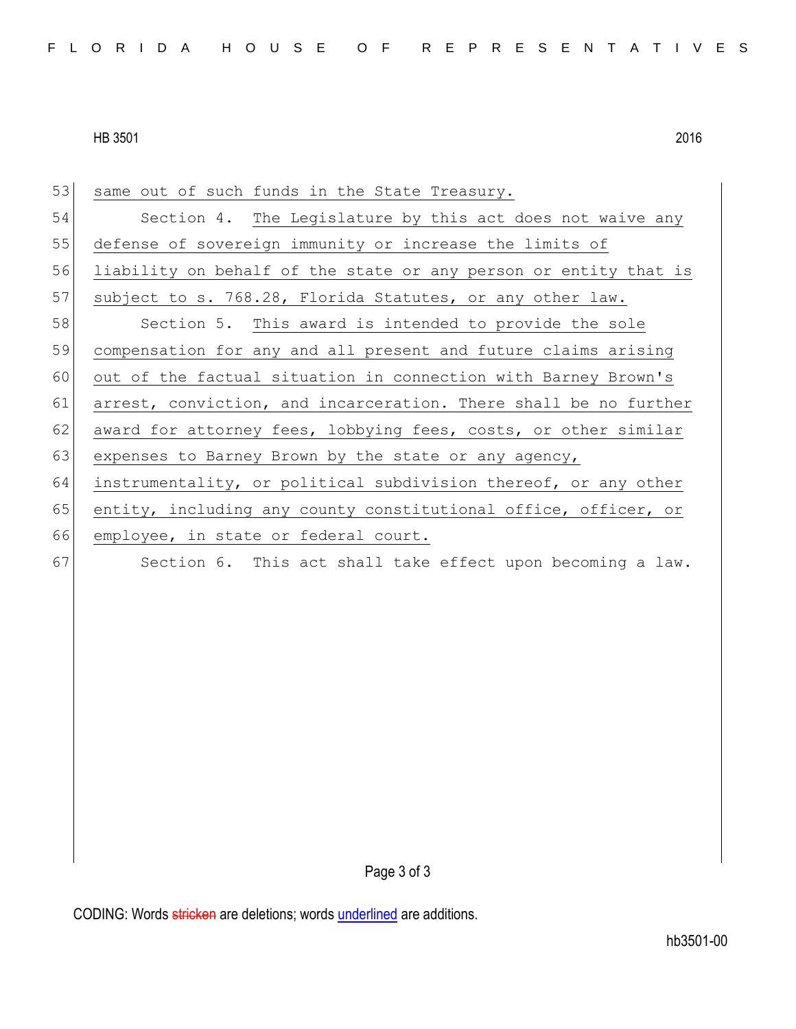same out of such funds in the State Treasury.

Section 4. The Legislature by this act does not waive any defense of sovereign immunity or increase the limits of liability on behalf of the state or any person or entity that is subject to s. 768.28, Florida Statutes, or any other law.

Section 5. This award is intended to provide the sole compensation for any and all present and future claims arising out of the factual situation in connection with Barney Brown's arrest, conviction, and incarceration. There shall be no further award for attorney fees, lobbying fees, costs, or other similar expenses to Barney Brown by the state or any agency, instrumentality, or political subdivision thereof, or any other entity, including any county constitutional office, officer, or employee, in state or federal court.

Section 6. This act shall take effect upon becoming a law.

CODING: Words stricken are deletions; words underlined are additions.